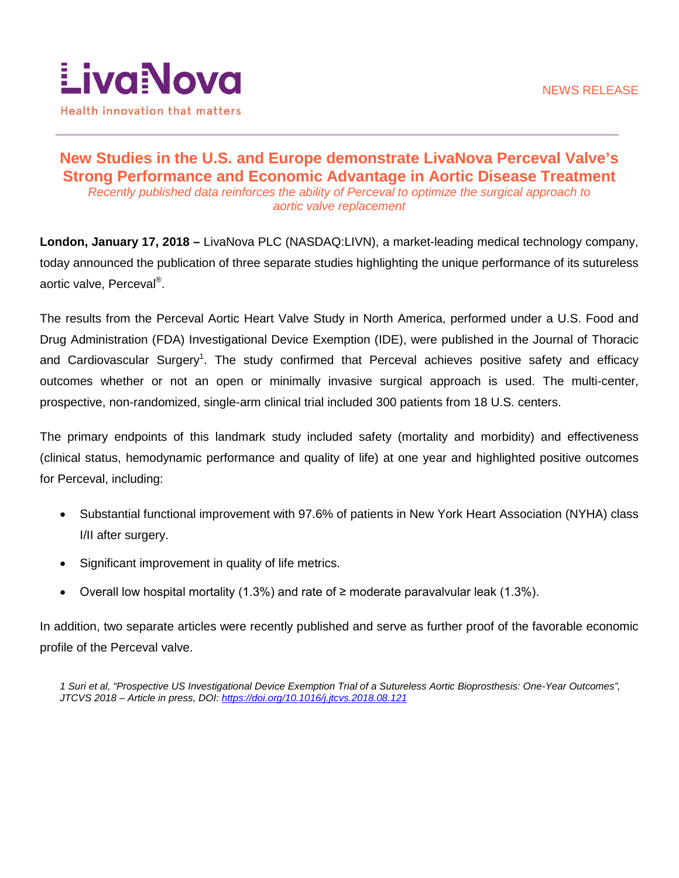LivaNova

Health innovation that matters

NEWS RELEASE

# New Studies in the U.S. and Europe demonstrate LivaNova Perceval Valve's Strong Performance and Economic Advantage in Aortic Disease Treatment

*Recently published data reinforces the ability of Perceval to optimize the surgical approach to aortic valve replacement*

**London, January 17, 2018 –** LivaNova PLC (NASDAQ:LIVN), a market-leading medical technology company, today announced the publication of three separate studies highlighting the unique performance of its sutureless aortic valve, Perceval®.

The results from the Perceval Aortic Heart Valve Study in North America, performed under a U.S. Food and Drug Administration (FDA) Investigational Device Exemption (IDE), were published in the Journal of Thoracic and Cardiovascular Surgery[1]. The study confirmed that Perceval achieves positive safety and efficacy outcomes whether or not an open or minimally invasive surgical approach is used. The multi-center, prospective, non-randomized, single-arm clinical trial included 300 patients from 18 U.S. centers.

The primary endpoints of this landmark study included safety (mortality and morbidity) and effectiveness (clinical status, hemodynamic performance and quality of life) at one year and highlighted positive outcomes for Perceval, including:

- Substantial functional improvement with 97.6% of patients in New York Heart Association (NYHA) class I/II after surgery.
- Significant improvement in quality of life metrics.
- Overall low hospital mortality (1.3%) and rate of ≥ moderate paravalvular leak (1.3%).

In addition, two separate articles were recently published and serve as further proof of the favorable economic profile of the Perceval valve.

*1 Suri et al, "Prospective US Investigational Device Exemption Trial of a Sutureless Aortic Bioprosthesis: One-Year Outcomes", JTCVS 2018 – Article in press, DOI: https://doi.org/10.1016/j.jtcvs.2018.08.121*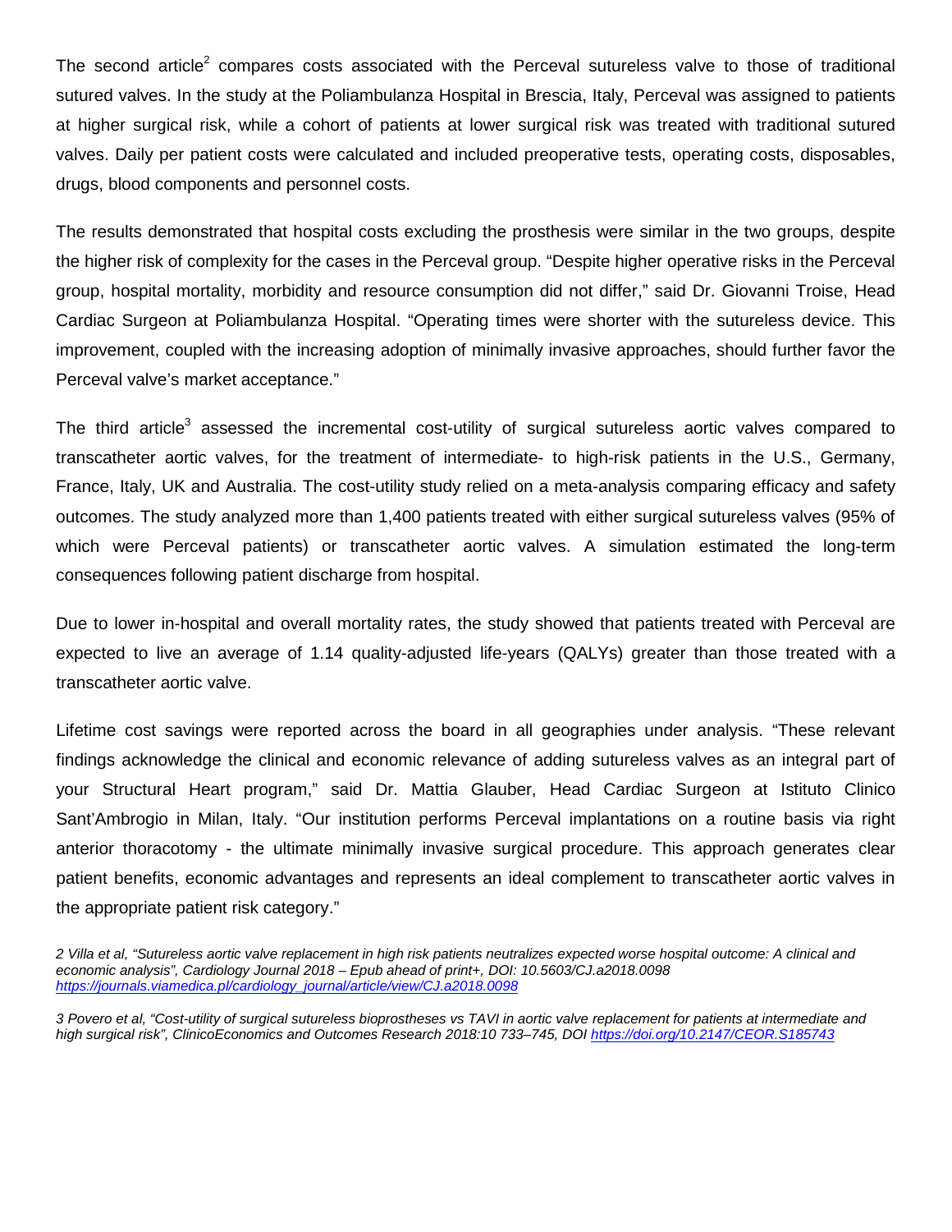The second article[2] compares costs associated with the Perceval sutureless valve to those of traditional sutured valves. In the study at the Poliambulanza Hospital in Brescia, Italy, Perceval was assigned to patients at higher surgical risk, while a cohort of patients at lower surgical risk was treated with traditional sutured valves. Daily per patient costs were calculated and included preoperative tests, operating costs, disposables, drugs, blood components and personnel costs.

The results demonstrated that hospital costs excluding the prosthesis were similar in the two groups, despite the higher risk of complexity for the cases in the Perceval group. “Despite higher operative risks in the Perceval group, hospital mortality, morbidity and resource consumption did not differ,” said Dr. Giovanni Troise, Head Cardiac Surgeon at Poliambulanza Hospital. “Operating times were shorter with the sutureless device. This improvement, coupled with the increasing adoption of minimally invasive approaches, should further favor the Perceval valve’s market acceptance.”

The third article[3] assessed the incremental cost-utility of surgical sutureless aortic valves compared to transcatheter aortic valves, for the treatment of intermediate- to high-risk patients in the U.S., Germany, France, Italy, UK and Australia. The cost-utility study relied on a meta-analysis comparing efficacy and safety outcomes. The study analyzed more than 1,400 patients treated with either surgical sutureless valves (95% of which were Perceval patients) or transcatheter aortic valves. A simulation estimated the long-term consequences following patient discharge from hospital.

Due to lower in-hospital and overall mortality rates, the study showed that patients treated with Perceval are expected to live an average of 1.14 quality-adjusted life-years (QALYs) greater than those treated with a transcatheter aortic valve.

Lifetime cost savings were reported across the board in all geographies under analysis. “These relevant findings acknowledge the clinical and economic relevance of adding sutureless valves as an integral part of your Structural Heart program,” said Dr. Mattia Glauber, Head Cardiac Surgeon at Istituto Clinico Sant’Ambrogio in Milan, Italy. “Our institution performs Perceval implantations on a routine basis via right anterior thoracotomy - the ultimate minimally invasive surgical procedure. This approach generates clear patient benefits, economic advantages and represents an ideal complement to transcatheter aortic valves in the appropriate patient risk category.”

*2 Villa et al, “Sutureless aortic valve replacement in high risk patients neutralizes expected worse hospital outcome: A clinical and economic analysis”, Cardiology Journal 2018 – Epub ahead of print+, DOI: 10.5603/CJ.a2018.0098* [*https://journals.viamedica.pl/cardiology_journal/article/view/CJ.a2018.0098*](https://journals.viamedica.pl/cardiology_journal/article/view/CJ.a2018.0098)

*3 Povero et al, “Cost-utility of surgical sutureless bioprostheses vs TAVI in aortic valve replacement for patients at intermediate and high surgical risk”, ClinicoEconomics and Outcomes Research 2018:10 733–745, DOI* [*https://doi.org/10.2147/CEOR.S185743*](https://doi.org/10.2147/CEOR.S185743)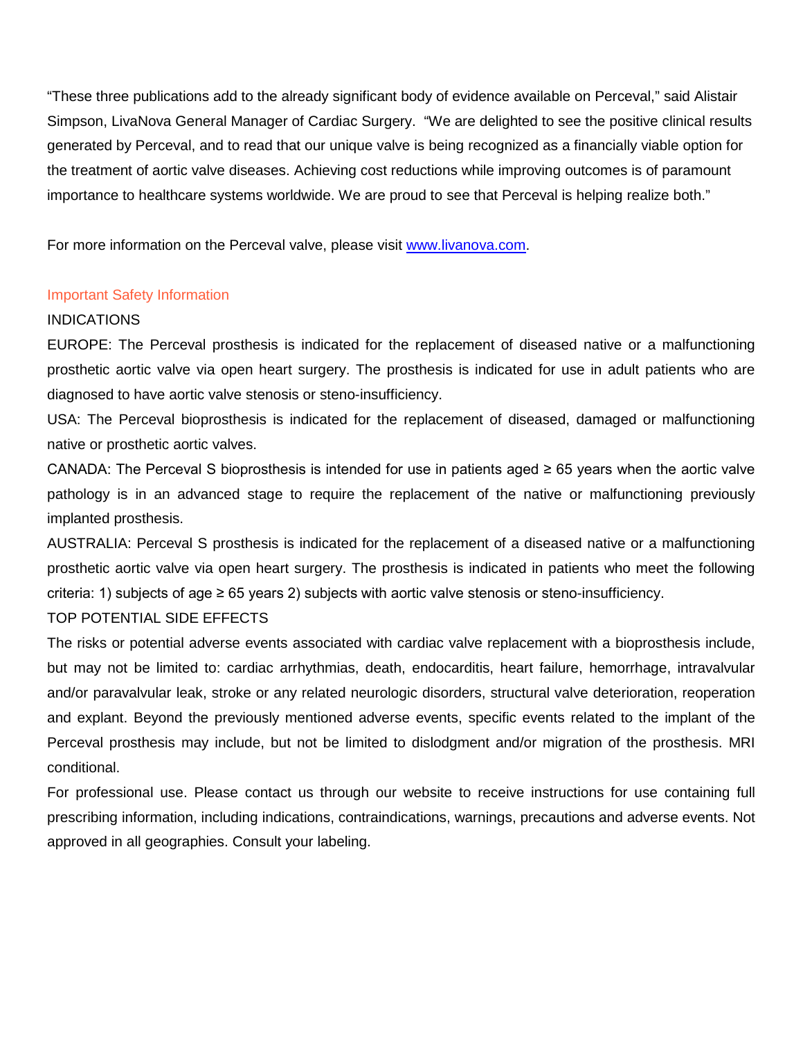“These three publications add to the already significant body of evidence available on Perceval,” said Alistair Simpson, LivaNova General Manager of Cardiac Surgery. “We are delighted to see the positive clinical results generated by Perceval, and to read that our unique valve is being recognized as a financially viable option for the treatment of aortic valve diseases. Achieving cost reductions while improving outcomes is of paramount importance to healthcare systems worldwide. We are proud to see that Perceval is helping realize both.”

For more information on the Perceval valve, please visit [www.livanova.com](http://www.livanova.com).

## Important Safety Information

INDICATIONS

EUROPE: The Perceval prosthesis is indicated for the replacement of diseased native or a malfunctioning prosthetic aortic valve via open heart surgery. The prosthesis is indicated for use in adult patients who are diagnosed to have aortic valve stenosis or steno-insufficiency.

USA: The Perceval bioprosthesis is indicated for the replacement of diseased, damaged or malfunctioning native or prosthetic aortic valves.

CANADA: The Perceval S bioprosthesis is intended for use in patients aged ≥ 65 years when the aortic valve pathology is in an advanced stage to require the replacement of the native or malfunctioning previously implanted prosthesis.

AUSTRALIA: Perceval S prosthesis is indicated for the replacement of a diseased native or a malfunctioning prosthetic aortic valve via open heart surgery. The prosthesis is indicated in patients who meet the following criteria: 1) subjects of age ≥ 65 years 2) subjects with aortic valve stenosis or steno-insufficiency.

TOP POTENTIAL SIDE EFFECTS

The risks or potential adverse events associated with cardiac valve replacement with a bioprosthesis include, but may not be limited to: cardiac arrhythmias, death, endocarditis, heart failure, hemorrhage, intravalvular and/or paravalvular leak, stroke or any related neurologic disorders, structural valve deterioration, reoperation and explant. Beyond the previously mentioned adverse events, specific events related to the implant of the Perceval prosthesis may include, but not be limited to dislodgment and/or migration of the prosthesis. MRI conditional.

For professional use. Please contact us through our website to receive instructions for use containing full prescribing information, including indications, contraindications, warnings, precautions and adverse events. Not approved in all geographies. Consult your labeling.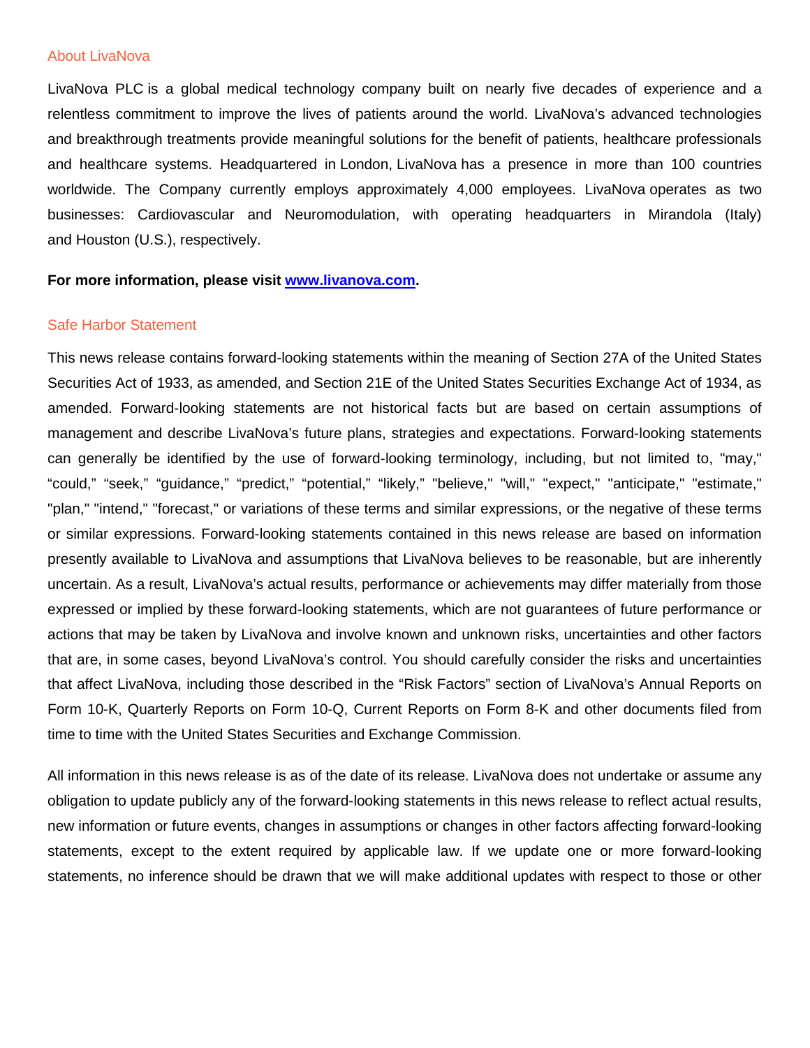## About LivaNova

LivaNova PLC is a global medical technology company built on nearly five decades of experience and a relentless commitment to improve the lives of patients around the world. LivaNova's advanced technologies and breakthrough treatments provide meaningful solutions for the benefit of patients, healthcare professionals and healthcare systems. Headquartered in London, LivaNova has a presence in more than 100 countries worldwide. The Company currently employs approximately 4,000 employees. LivaNova operates as two businesses: Cardiovascular and Neuromodulation, with operating headquarters in Mirandola (Italy) and Houston (U.S.), respectively.

**For more information, please visit [www.livanova.com](http://www.livanova.com).**

## Safe Harbor Statement

This news release contains forward-looking statements within the meaning of Section 27A of the United States Securities Act of 1933, as amended, and Section 21E of the United States Securities Exchange Act of 1934, as amended. Forward-looking statements are not historical facts but are based on certain assumptions of management and describe LivaNova's future plans, strategies and expectations. Forward-looking statements can generally be identified by the use of forward-looking terminology, including, but not limited to, "may," "could," "seek," "guidance," "predict," "potential," "likely," "believe," "will," "expect," "anticipate," "estimate," "plan," "intend," "forecast," or variations of these terms and similar expressions, or the negative of these terms or similar expressions. Forward-looking statements contained in this news release are based on information presently available to LivaNova and assumptions that LivaNova believes to be reasonable, but are inherently uncertain. As a result, LivaNova's actual results, performance or achievements may differ materially from those expressed or implied by these forward-looking statements, which are not guarantees of future performance or actions that may be taken by LivaNova and involve known and unknown risks, uncertainties and other factors that are, in some cases, beyond LivaNova's control. You should carefully consider the risks and uncertainties that affect LivaNova, including those described in the "Risk Factors" section of LivaNova's Annual Reports on Form 10-K, Quarterly Reports on Form 10-Q, Current Reports on Form 8-K and other documents filed from time to time with the United States Securities and Exchange Commission.

All information in this news release is as of the date of its release. LivaNova does not undertake or assume any obligation to update publicly any of the forward-looking statements in this news release to reflect actual results, new information or future events, changes in assumptions or changes in other factors affecting forward-looking statements, except to the extent required by applicable law. If we update one or more forward-looking statements, no inference should be drawn that we will make additional updates with respect to those or other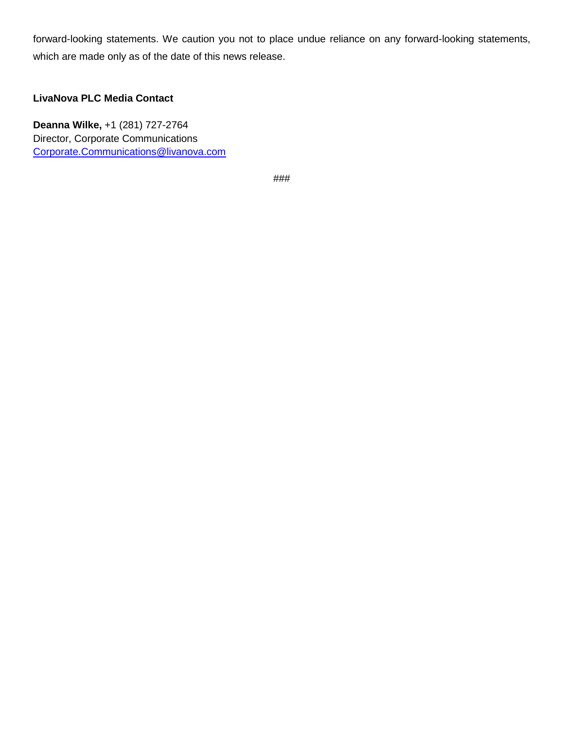forward-looking statements. We caution you not to place undue reliance on any forward-looking statements, which are made only as of the date of this news release.

**LivaNova PLC Media Contact**

**Deanna Wilke,** +1 (281) 727-2764
Director, Corporate Communications
Corporate.Communications@livanova.com

###